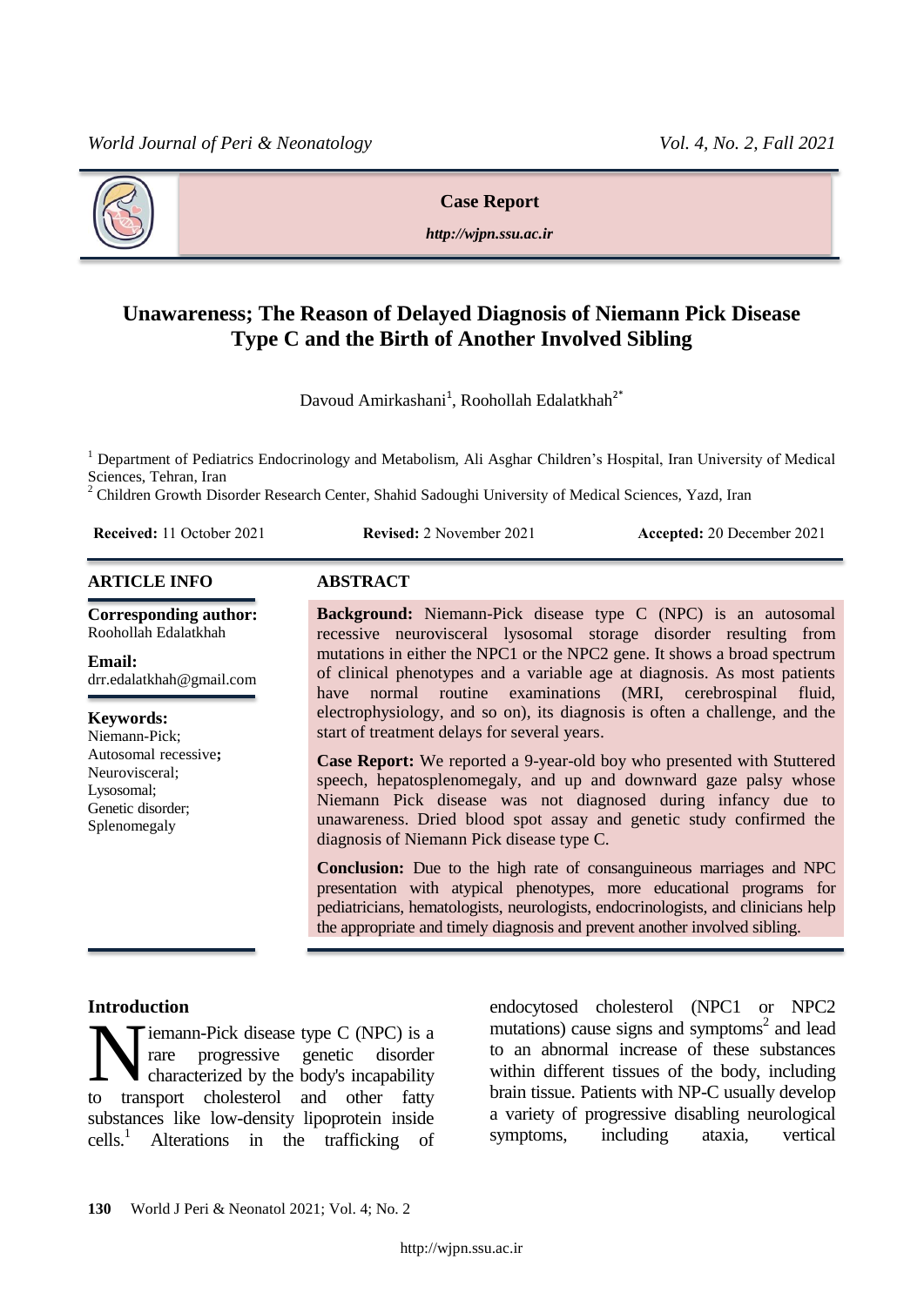**Case Report**

*http://wjpn.ssu.ac.ir*

# Unawareness; The Reason of Delayed Diagnosis of Niemann Pick Disease Type C and the Birth of Another Involved Sibling

Davoud Amirkashani[1], Roohollah Edalatkhah[2*]

[1] Department of Pediatrics Endocrinology and Metabolism, Ali Asghar Children's Hospital, Iran University of Medical Sciences, Tehran, Iran

[2] Children Growth Disorder Research Center, Shahid Sadoughi University of Medical Sciences, Yazd, Iran

**Received:** 11 October 2021 **Revised:** 2 November 2021 **Accepted:** 20 December 2021

## ARTICLE INFO

**Corresponding author:**
Roohollah Edalatkhah

**Email:**
drr.edalatkhah@gmail.com

**Keywords:**
Niemann-Pick;
Autosomal recessive;
Neurovisceral;
Lysosomal;
Genetic disorder;
Splenomegaly

## ABSTRACT

**Background:** Niemann-Pick disease type C (NPC) is an autosomal recessive neurovisceral lysosomal storage disorder resulting from mutations in either the NPC1 or the NPC2 gene. It shows a broad spectrum of clinical phenotypes and a variable age at diagnosis. As most patients have normal routine examinations (MRI, cerebrospinal fluid, electrophysiology, and so on), its diagnosis is often a challenge, and the start of treatment delays for several years.

**Case Report:** We reported a 9-year-old boy who presented with Stuttered speech, hepatosplenomegaly, and up and downward gaze palsy whose Niemann Pick disease was not diagnosed during infancy due to unawareness. Dried blood spot assay and genetic study confirmed the diagnosis of Niemann Pick disease type C.

**Conclusion:** Due to the high rate of consanguineous marriages and NPC presentation with atypical phenotypes, more educational programs for pediatricians, hematologists, neurologists, endocrinologists, and clinicians help the appropriate and timely diagnosis and prevent another involved sibling.

## Introduction

Niemann-Pick disease type C (NPC) is a rare progressive genetic disorder characterized by the body's incapability to transport cholesterol and other fatty substances like low-density lipoprotein inside cells.[1] Alterations in the trafficking of endocytosed cholesterol (NPC1 or NPC2 mutations) cause signs and symptoms[2] and lead to an abnormal increase of these substances within different tissues of the body, including brain tissue. Patients with NP-C usually develop a variety of progressive disabling neurological symptoms, including ataxia, vertical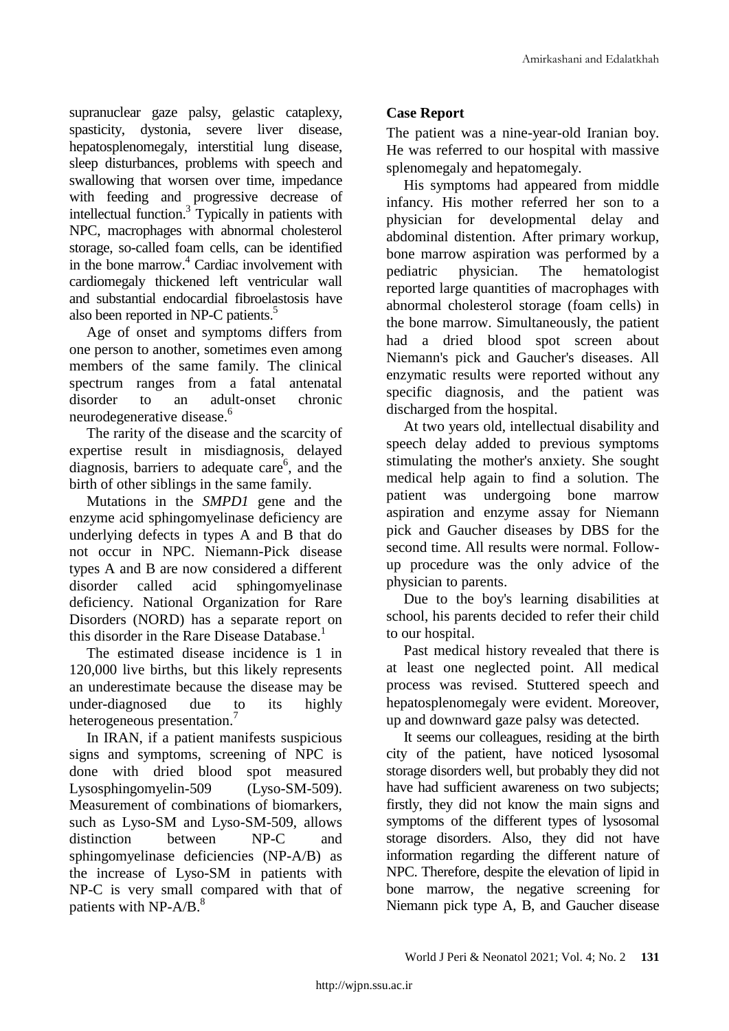supranuclear gaze palsy, gelastic cataplexy, spasticity, dystonia, severe liver disease, hepatosplenomegaly, interstitial lung disease, sleep disturbances, problems with speech and swallowing that worsen over time, impedance with feeding and progressive decrease of intellectual function.[3] Typically in patients with NPC, macrophages with abnormal cholesterol storage, so-called foam cells, can be identified in the bone marrow.[4] Cardiac involvement with cardiomegaly thickened left ventricular wall and substantial endocardial fibroelastosis have also been reported in NP-C patients.[5]

Age of onset and symptoms differs from one person to another, sometimes even among members of the same family. The clinical spectrum ranges from a fatal antenatal disorder to an adult-onset chronic neurodegenerative disease.[6]

The rarity of the disease and the scarcity of expertise result in misdiagnosis, delayed diagnosis, barriers to adequate care[6], and the birth of other siblings in the same family.

Mutations in the *SMPD1* gene and the enzyme acid sphingomyelinase deficiency are underlying defects in types A and B that do not occur in NPC. Niemann-Pick disease types A and B are now considered a different disorder called acid sphingomyelinase deficiency. National Organization for Rare Disorders (NORD) has a separate report on this disorder in the Rare Disease Database.[1]

The estimated disease incidence is 1 in 120,000 live births, but this likely represents an underestimate because the disease may be under-diagnosed due to its highly heterogeneous presentation.[7]

In IRAN, if a patient manifests suspicious signs and symptoms, screening of NPC is done with dried blood spot measured Lysosphingomyelin-509 (Lyso-SM-509). Measurement of combinations of biomarkers, such as Lyso-SM and Lyso-SM-509, allows distinction between NP-C and sphingomyelinase deficiencies (NP-A/B) as the increase of Lyso-SM in patients with NP-C is very small compared with that of patients with NP-A/B.[8]

## Case Report

The patient was a nine-year-old Iranian boy. He was referred to our hospital with massive splenomegaly and hepatomegaly.

His symptoms had appeared from middle infancy. His mother referred her son to a physician for developmental delay and abdominal distention. After primary workup, bone marrow aspiration was performed by a pediatric physician. The hematologist reported large quantities of macrophages with abnormal cholesterol storage (foam cells) in the bone marrow. Simultaneously, the patient had a dried blood spot screen about Niemann's pick and Gaucher's diseases. All enzymatic results were reported without any specific diagnosis, and the patient was discharged from the hospital.

At two years old, intellectual disability and speech delay added to previous symptoms stimulating the mother's anxiety. She sought medical help again to find a solution. The patient was undergoing bone marrow aspiration and enzyme assay for Niemann pick and Gaucher diseases by DBS for the second time. All results were normal. Follow-up procedure was the only advice of the physician to parents.

Due to the boy's learning disabilities at school, his parents decided to refer their child to our hospital.

Past medical history revealed that there is at least one neglected point. All medical process was revised. Stuttered speech and hepatosplenomegaly were evident. Moreover, up and downward gaze palsy was detected.

It seems our colleagues, residing at the birth city of the patient, have noticed lysosomal storage disorders well, but probably they did not have had sufficient awareness on two subjects; firstly, they did not know the main signs and symptoms of the different types of lysosomal storage disorders. Also, they did not have information regarding the different nature of NPC. Therefore, despite the elevation of lipid in bone marrow, the negative screening for Niemann pick type A, B, and Gaucher disease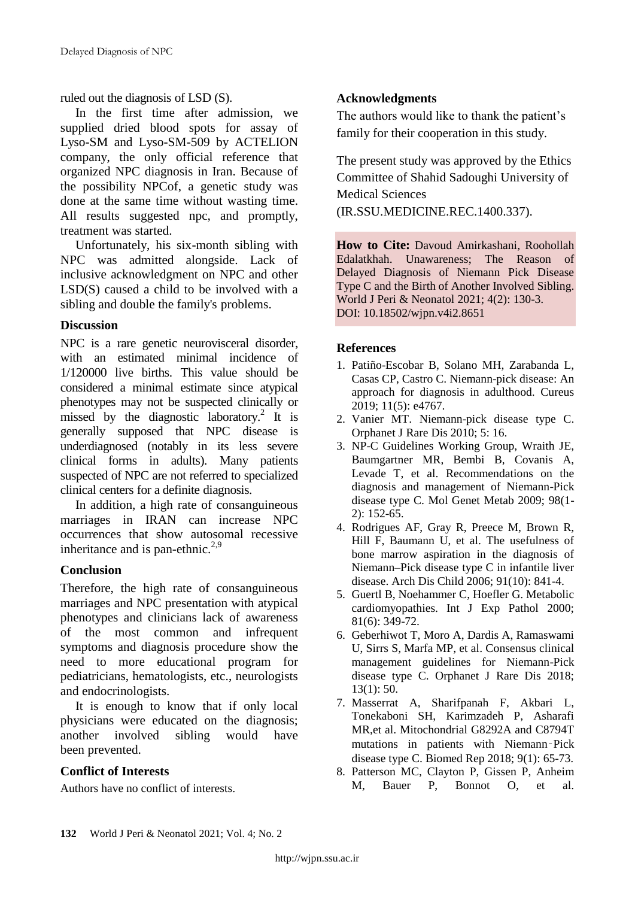ruled out the diagnosis of LSD (S).

In the first time after admission, we supplied dried blood spots for assay of Lyso-SM and Lyso-SM-509 by ACTELION company, the only official reference that organized NPC diagnosis in Iran. Because of the possibility NPCof, a genetic study was done at the same time without wasting time. All results suggested npc, and promptly, treatment was started.

Unfortunately, his six-month sibling with NPC was admitted alongside. Lack of inclusive acknowledgment on NPC and other LSD(S) caused a child to be involved with a sibling and double the family's problems.

## Discussion

NPC is a rare genetic neurovisceral disorder, with an estimated minimal incidence of 1/120000 live births. This value should be considered a minimal estimate since atypical phenotypes may not be suspected clinically or missed by the diagnostic laboratory.[2] It is generally supposed that NPC disease is underdiagnosed (notably in its less severe clinical forms in adults). Many patients suspected of NPC are not referred to specialized clinical centers for a definite diagnosis.

In addition, a high rate of consanguineous marriages in IRAN can increase NPC occurrences that show autosomal recessive inheritance and is pan-ethnic.[2,9]

## Conclusion

Therefore, the high rate of consanguineous marriages and NPC presentation with atypical phenotypes and clinicians lack of awareness of the most common and infrequent symptoms and diagnosis procedure show the need to more educational program for pediatricians, hematologists, etc., neurologists and endocrinologists.

It is enough to know that if only local physicians were educated on the diagnosis; another involved sibling would have been prevented.

## Conflict of Interests

Authors have no conflict of interests.

## Acknowledgments

The authors would like to thank the patient's family for their cooperation in this study.

The present study was approved by the Ethics Committee of Shahid Sadoughi University of Medical Sciences (IR.SSU.MEDICINE.REC.1400.337).

**How to Cite:** Davoud Amirkashani, Roohollah Edalatkhah. Unawareness; The Reason of Delayed Diagnosis of Niemann Pick Disease Type C and the Birth of Another Involved Sibling. World J Peri & Neonatol 2021; 4(2): 130-3. DOI: 10.18502/wjpn.v4i2.8651

## References

1. Patiño-Escobar B, Solano MH, Zarabanda L, Casas CP, Castro C. Niemann-pick disease: An approach for diagnosis in adulthood. Cureus 2019; 11(5): e4767.
2. Vanier MT. Niemann-pick disease type C. Orphanet J Rare Dis 2010; 5: 16.
3. NP-C Guidelines Working Group, Wraith JE, Baumgartner MR, Bembi B, Covanis A, Levade T, et al. Recommendations on the diagnosis and management of Niemann-Pick disease type C. Mol Genet Metab 2009; 98(1-2): 152-65.
4. Rodrigues AF, Gray R, Preece M, Brown R, Hill F, Baumann U, et al. The usefulness of bone marrow aspiration in the diagnosis of Niemann–Pick disease type C in infantile liver disease. Arch Dis Child 2006; 91(10): 841-4.
5. Guertl B, Noehammer C, Hoefler G. Metabolic cardiomyopathies. Int J Exp Pathol 2000; 81(6): 349-72.
6. Geberhiwot T, Moro A, Dardis A, Ramaswami U, Sirrs S, Marfa MP, et al. Consensus clinical management guidelines for Niemann-Pick disease type C. Orphanet J Rare Dis 2018; 13(1): 50.
7. Masserrat A, Sharifpanah F, Akbari L, Tonekaboni SH, Karimzadeh P, Asharafi MR,et al. Mitochondrial G8292A and C8794T mutations in patients with Niemann‑Pick disease type C. Biomed Rep 2018; 9(1): 65-73.
8. Patterson MC, Clayton P, Gissen P, Anheim M, Bauer P, Bonnot O, et al.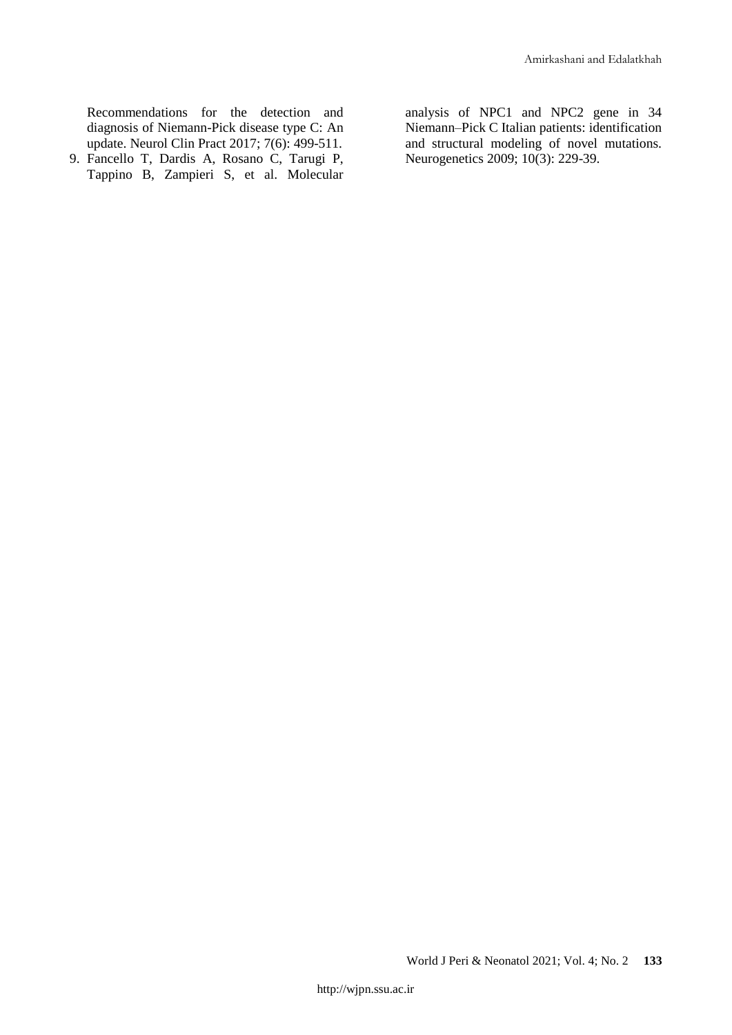Recommendations for the detection and diagnosis of Niemann-Pick disease type C: An update. Neurol Clin Pract 2017; 7(6): 499-511.

9. Fancello T, Dardis A, Rosano C, Tarugi P, Tappino B, Zampieri S, et al. Molecular analysis of NPC1 and NPC2 gene in 34 Niemann–Pick C Italian patients: identification and structural modeling of novel mutations. Neurogenetics 2009; 10(3): 229-39.